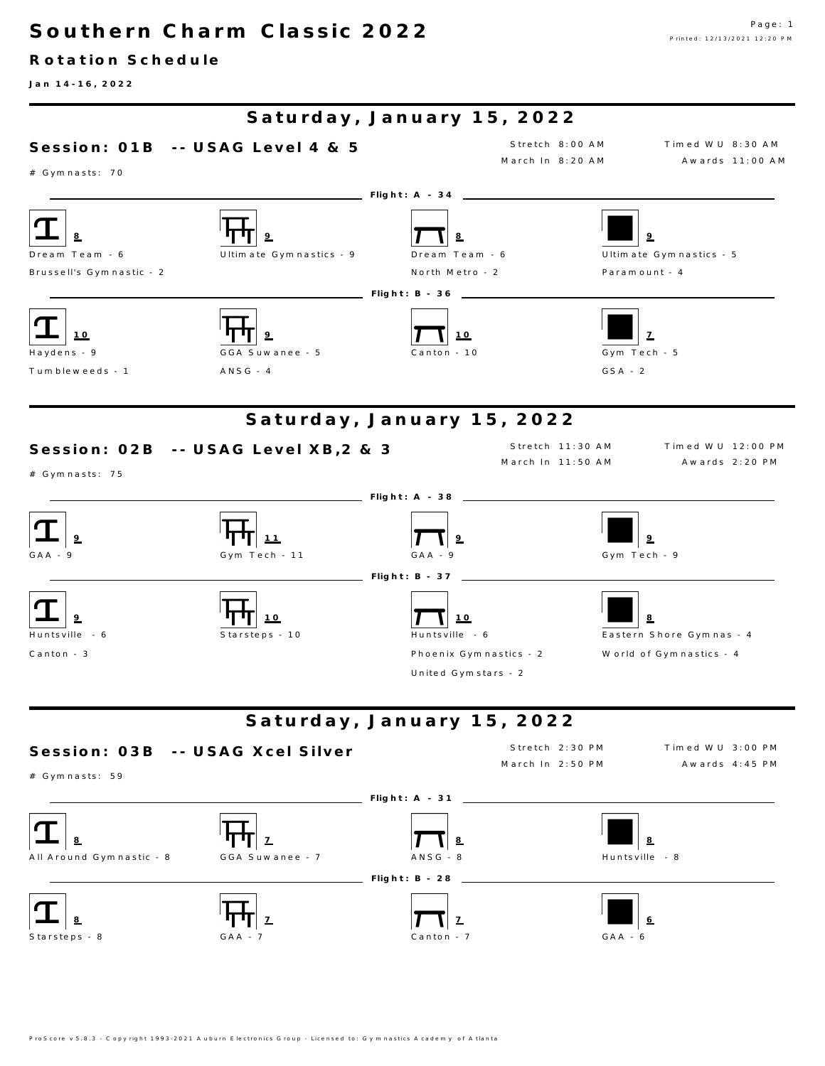# Southern Charm Classic 2022

## Rotation Schedule

**Jan 14-16, 2022**

## Saturday, January 15, 2022

### Session: 01B -- USAG Level 4 & 5

Stretch 8:00 AM | Timed WU 8:30 AM | March In 8:20 AM | Awards 11:00 AM

# Gymnasts: 70

**Flight: A - 34**

| Vault (8) | Bars (9) | Beam (8) | Floor (9) |
|---|---|---|---|
| Dream Team - 6 | Ultimate Gymnastics - 9 | Dream Team - 6 | Ultimate Gymnastics - 5 |
| Brussell's Gymnastic - 2 | | North Metro - 2 | Paramount - 4 |

**Flight: B - 36**

| Vault (10) | Bars (9) | Beam (10) | Floor (7) |
|---|---|---|---|
| Haydens - 9 | GGA Suwanee - 5 | Canton - 10 | Gym Tech - 5 |
| Tumbleweeds - 1 | ANSG - 4 | | GSA - 2 |

## Saturday, January 15, 2022

### Session: 02B -- USAG Level XB,2 & 3

Stretch 11:30 AM | Timed WU 12:00 PM | March In 11:50 AM | Awards 2:20 PM

# Gymnasts: 75

**Flight: A - 38**

| Vault (9) | Bars (11) | Beam (9) | Floor (9) |
|---|---|---|---|
| GAA - 9 | Gym Tech - 11 | GAA - 9 | Gym Tech - 9 |

**Flight: B - 37**

| Vault (9) | Bars (10) | Beam (10) | Floor (8) |
|---|---|---|---|
| Huntsville - 6 | Starsteps - 10 | Huntsville - 6 | Eastern Shore Gymnas - 4 |
| Canton - 3 | | Phoenix Gymnastics - 2 | World of Gymnastics - 4 |
| | | United Gymstars - 2 | |

## Saturday, January 15, 2022

### Session: 03B -- USAG Xcel Silver

Stretch 2:30 PM | Timed WU 3:00 PM | March In 2:50 PM | Awards 4:45 PM

# Gymnasts: 59

**Flight: A - 31**

| Vault (8) | Bars (7) | Beam (8) | Floor (8) |
|---|---|---|---|
| All Around Gymnastic - 8 | GGA Suwanee - 7 | ANSG - 8 | Huntsville - 8 |

**Flight: B - 28**

| Vault (8) | Bars (7) | Beam (7) | Floor (6) |
|---|---|---|---|
| Starsteps - 8 | GAA - 7 | Canton - 7 | GAA - 6 |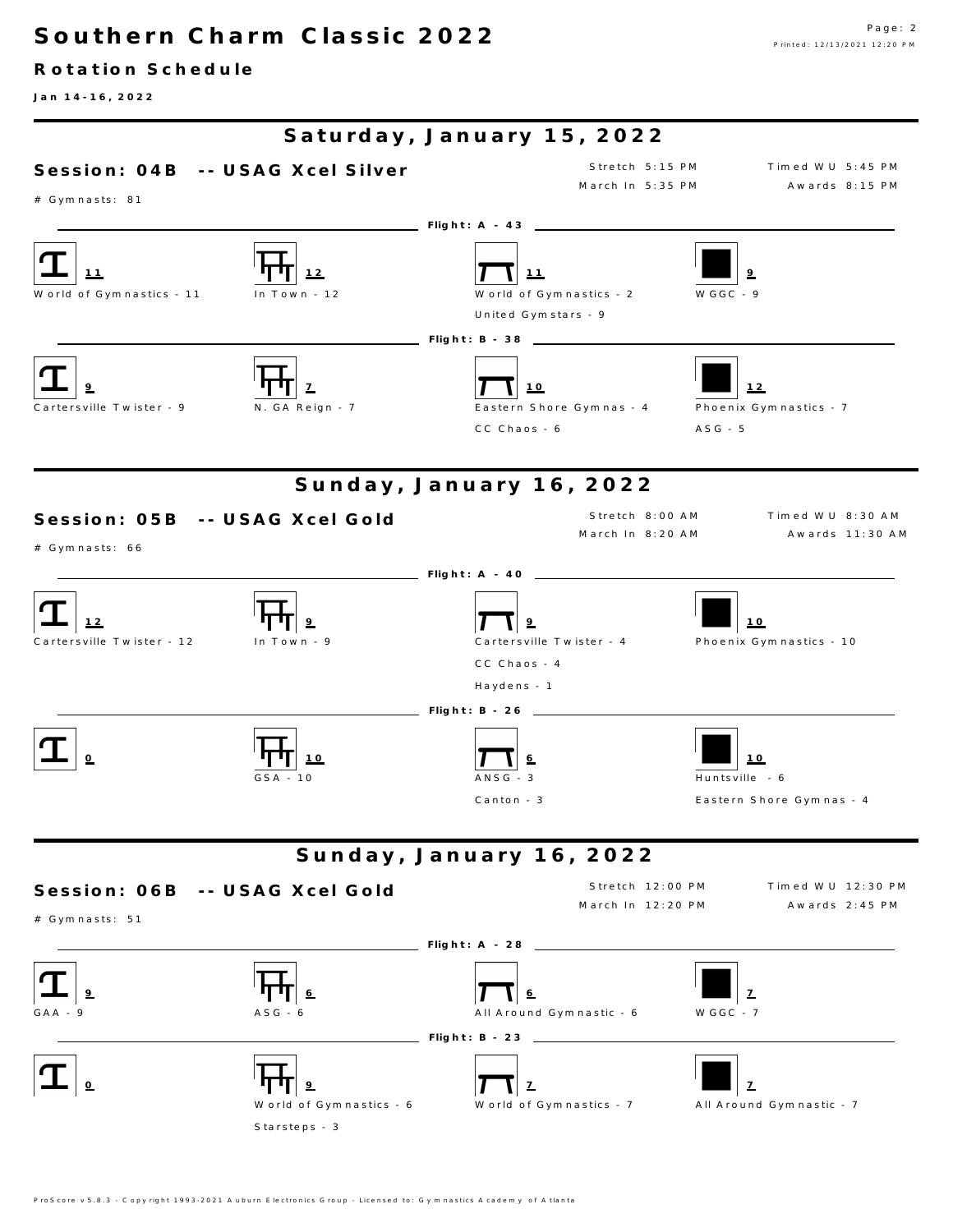# Southern Charm Classic 2022

## Rotation Schedule

**Jan 14-16, 2022**

## Saturday, January 15, 2022

### Session: 04B -- USAG Xcel Silver

Stretch 5:15 PM | Timed WU 5:45 PM
March In 5:35 PM | Awards 8:15 PM

\# Gymnasts: 81

**Flight: A - 43**

| Vault (11) | Bars (12) | Beam (11) | Floor (9) |
|---|---|---|---|
| World of Gymnastics - 11 | In Town - 12 | World of Gymnastics - 2 | WGGC - 9 |
| | | United Gymstars - 9 | |

**Flight: B - 38**

| Vault (9) | Bars (7) | Beam (10) | Floor (12) |
|---|---|---|---|
| Cartersville Twister - 9 | N. GA Reign - 7 | Eastern Shore Gymnas - 4 | Phoenix Gymnastics - 7 |
| | | CC Chaos - 6 | ASG - 5 |

## Sunday, January 16, 2022

### Session: 05B -- USAG Xcel Gold

Stretch 8:00 AM | Timed WU 8:30 AM
March In 8:20 AM | Awards 11:30 AM

\# Gymnasts: 66

**Flight: A - 40**

| Vault (12) | Bars (9) | Beam (9) | Floor (10) |
|---|---|---|---|
| Cartersville Twister - 12 | In Town - 9 | Cartersville Twister - 4 | Phoenix Gymnastics - 10 |
| | | CC Chaos - 4 | |
| | | Haydens - 1 | |

**Flight: B - 26**

| Vault (0) | Bars (10) | Beam (6) | Floor (10) |
|---|---|---|---|
| | GSA - 10 | ANSG - 3 | Huntsville - 6 |
| | | Canton - 3 | Eastern Shore Gymnas - 4 |

## Sunday, January 16, 2022

### Session: 06B -- USAG Xcel Gold

Stretch 12:00 PM | Timed WU 12:30 PM
March In 12:20 PM | Awards 2:45 PM

\# Gymnasts: 51

**Flight: A - 28**

| Vault (9) | Bars (6) | Beam (6) | Floor (7) |
|---|---|---|---|
| GAA - 9 | ASG - 6 | All Around Gymnastic - 6 | WGGC - 7 |

**Flight: B - 23**

| Vault (0) | Bars (9) | Beam (7) | Floor (7) |
|---|---|---|---|
| | World of Gymnastics - 6 | World of Gymnastics - 7 | All Around Gymnastic - 7 |
| | Starsteps - 3 | | |

ProScore v5.8.3 - Copyright 1993-2021 Auburn Electronics Group - Licensed to: Gymnastics Academy of Atlanta